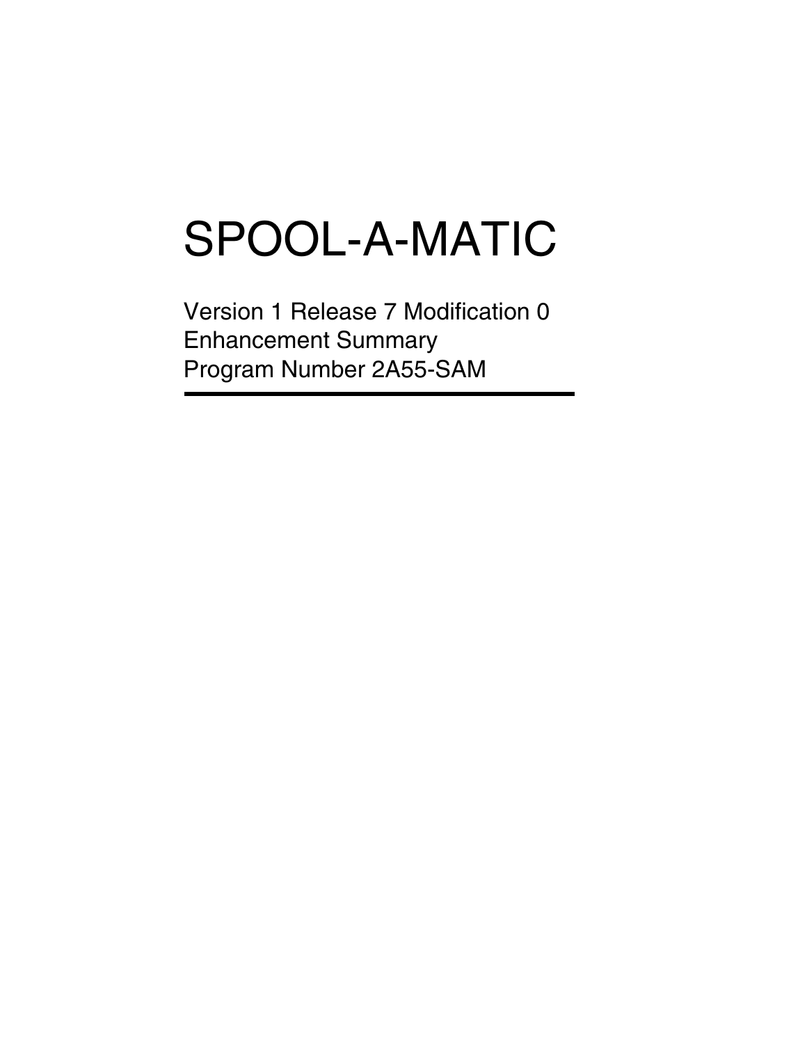# SPOOL-A-MATIC

Version 1 Release 7 Modification 0
Enhancement Summary
Program Number 2A55-SAM

---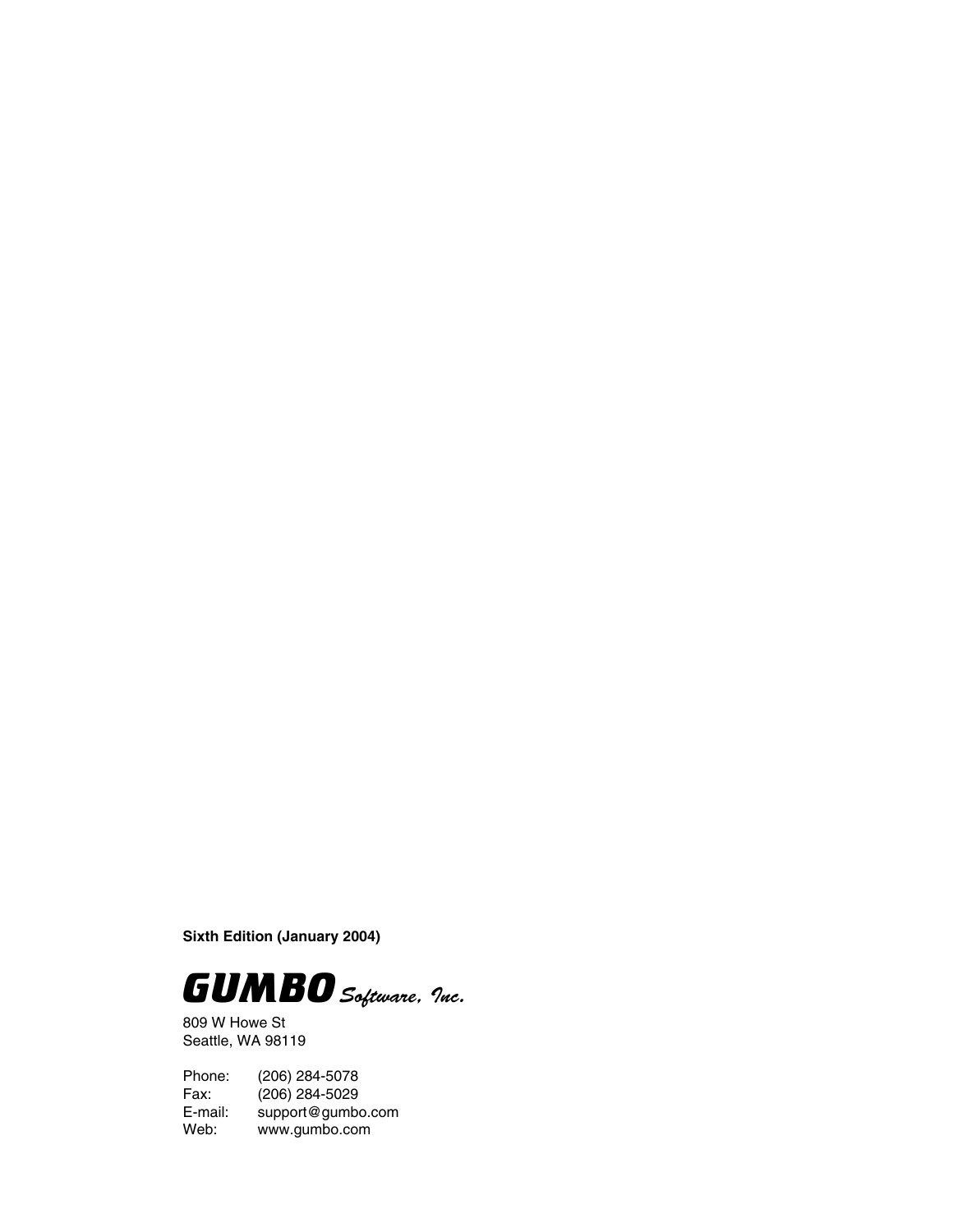**Sixth Edition (January 2004)**

***GUMBO*** *Software, Inc.*

809 W Howe St
Seattle, WA 98119

Phone: (206) 284-5078
Fax: (206) 284-5029
E-mail: support@gumbo.com
Web: www.gumbo.com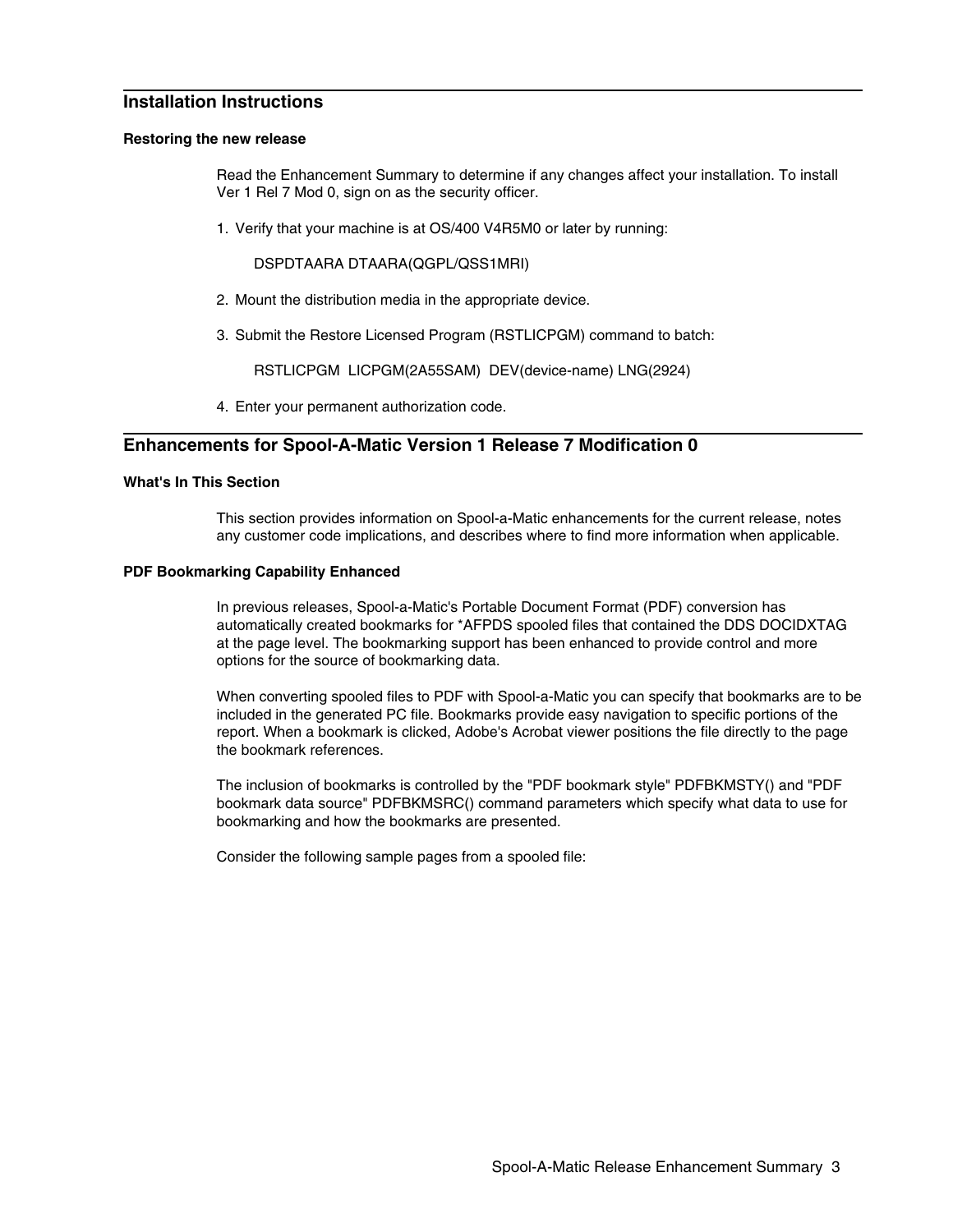## Installation Instructions

### Restoring the new release

Read the Enhancement Summary to determine if any changes affect your installation. To install Ver 1 Rel 7 Mod 0, sign on as the security officer.

1. Verify that your machine is at OS/400 V4R5M0 or later by running:

   ```
   DSPDTAARA DTAARA(QGPL/QSS1MRI)
   ```

2. Mount the distribution media in the appropriate device.

3. Submit the Restore Licensed Program (RSTLICPGM) command to batch:

   ```
   RSTLICPGM  LICPGM(2A55SAM)  DEV(device-name) LNG(2924)
   ```

4. Enter your permanent authorization code.

## Enhancements for Spool-A-Matic Version 1 Release 7 Modification 0

### What's In This Section

This section provides information on Spool-a-Matic enhancements for the current release, notes any customer code implications, and describes where to find more information when applicable.

### PDF Bookmarking Capability Enhanced

In previous releases, Spool-a-Matic's Portable Document Format (PDF) conversion has automatically created bookmarks for *AFPDS spooled files that contained the DDS DOCIDXTAG at the page level. The bookmarking support has been enhanced to provide control and more options for the source of bookmarking data.

When converting spooled files to PDF with Spool-a-Matic you can specify that bookmarks are to be included in the generated PC file. Bookmarks provide easy navigation to specific portions of the report. When a bookmark is clicked, Adobe's Acrobat viewer positions the file directly to the page the bookmark references.

The inclusion of bookmarks is controlled by the "PDF bookmark style" PDFBKMSTY() and "PDF bookmark data source" PDFBKMSRC() command parameters which specify what data to use for bookmarking and how the bookmarks are presented.

Consider the following sample pages from a spooled file: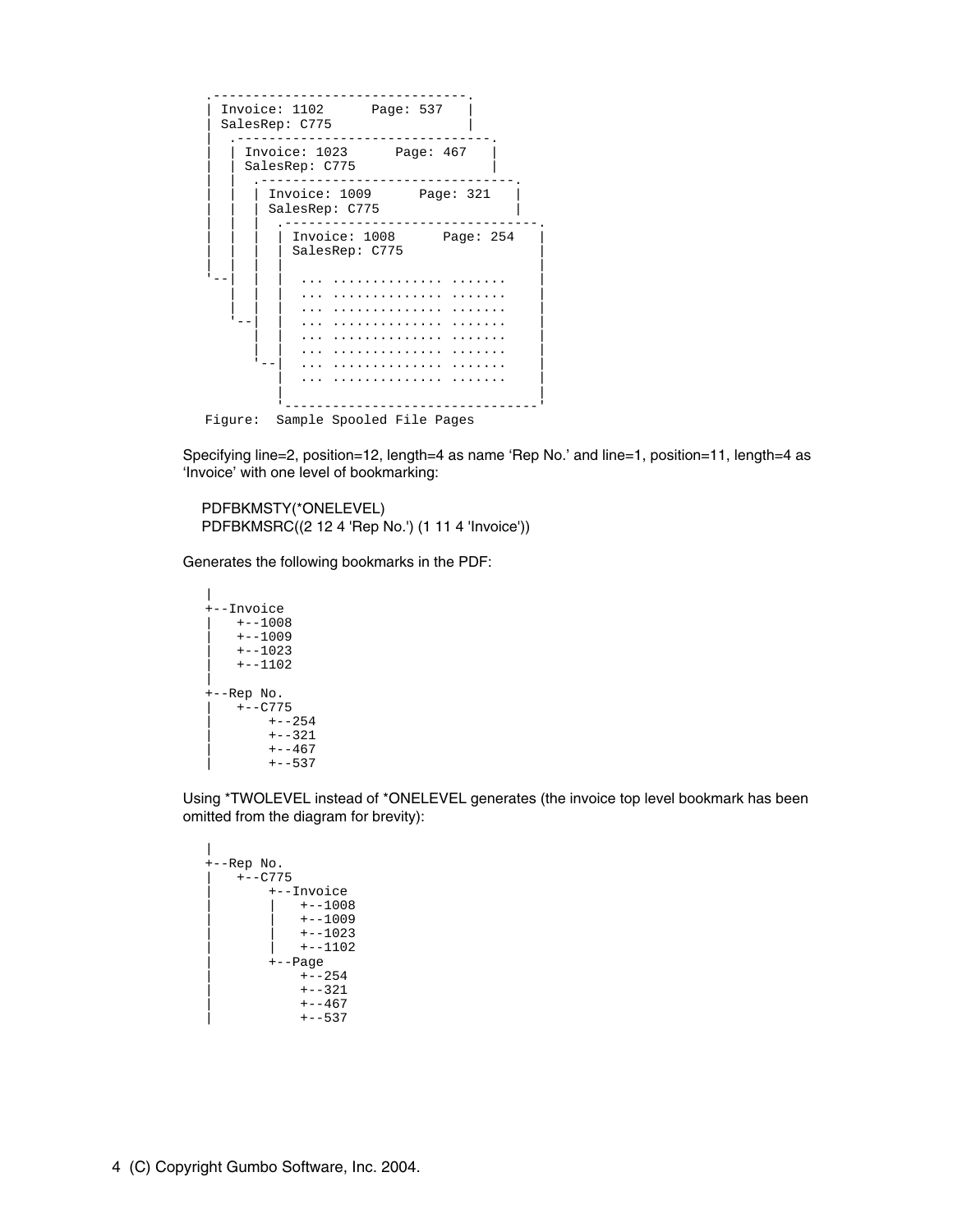```
 .-------------------------------.
 | Invoice: 1102      Page: 537   |
 | SalesRep: C775                 |
 |  .-------------------------------.
 |  | Invoice: 1023      Page: 467   |
 |  | SalesRep: C775                 |
 |  |  .-------------------------------.
 |  |  | Invoice: 1009      Page: 321   |
 |  |  | SalesRep: C775                 |
 |  |  |  .-------------------------------.
 |  |  |  | Invoice: 1008      Page: 254   |
 |  |  |  | SalesRep: C775                 |
 |  |  |  |                                |
 '--|  |  |  ... .............. .......    |
    |  |  |  ... .............. .......    |
    |  |  |  ... .............. .......    |
    '--|  |  ... .............. .......    |
       |  |  ... .............. .......    |
       |  |  ... .............. .......    |
       '--|  ... .............. .......    |
          |  ... .............. .......    |
          |                                |
          '--------------------------------'
Figure:  Sample Spooled File Pages
```

Specifying line=2, position=12, length=4 as name 'Rep No.' and line=1, position=11, length=4 as 'Invoice' with one level of bookmarking:

```
PDFBKMSTY(*ONELEVEL)
PDFBKMSRC((2 12 4 'Rep No.') (1 11 4 'Invoice'))
```

Generates the following bookmarks in the PDF:

```
|
+--Invoice
|   +--1008
|   +--1009
|   +--1023
|   +--1102
|
+--Rep No.
|   +--C775
|       +--254
|       +--321
|       +--467
|       +--537
```

Using *TWOLEVEL instead of *ONELEVEL generates (the invoice top level bookmark has been omitted from the diagram for brevity):

```
|
+--Rep No.
|   +--C775
|       +--Invoice
|       |   +--1008
|       |   +--1009
|       |   +--1023
|       |   +--1102
|       +--Page
|           +--254
|           +--321
|           +--467
|           +--537
```

(C) Copyright Gumbo Software, Inc. 2004.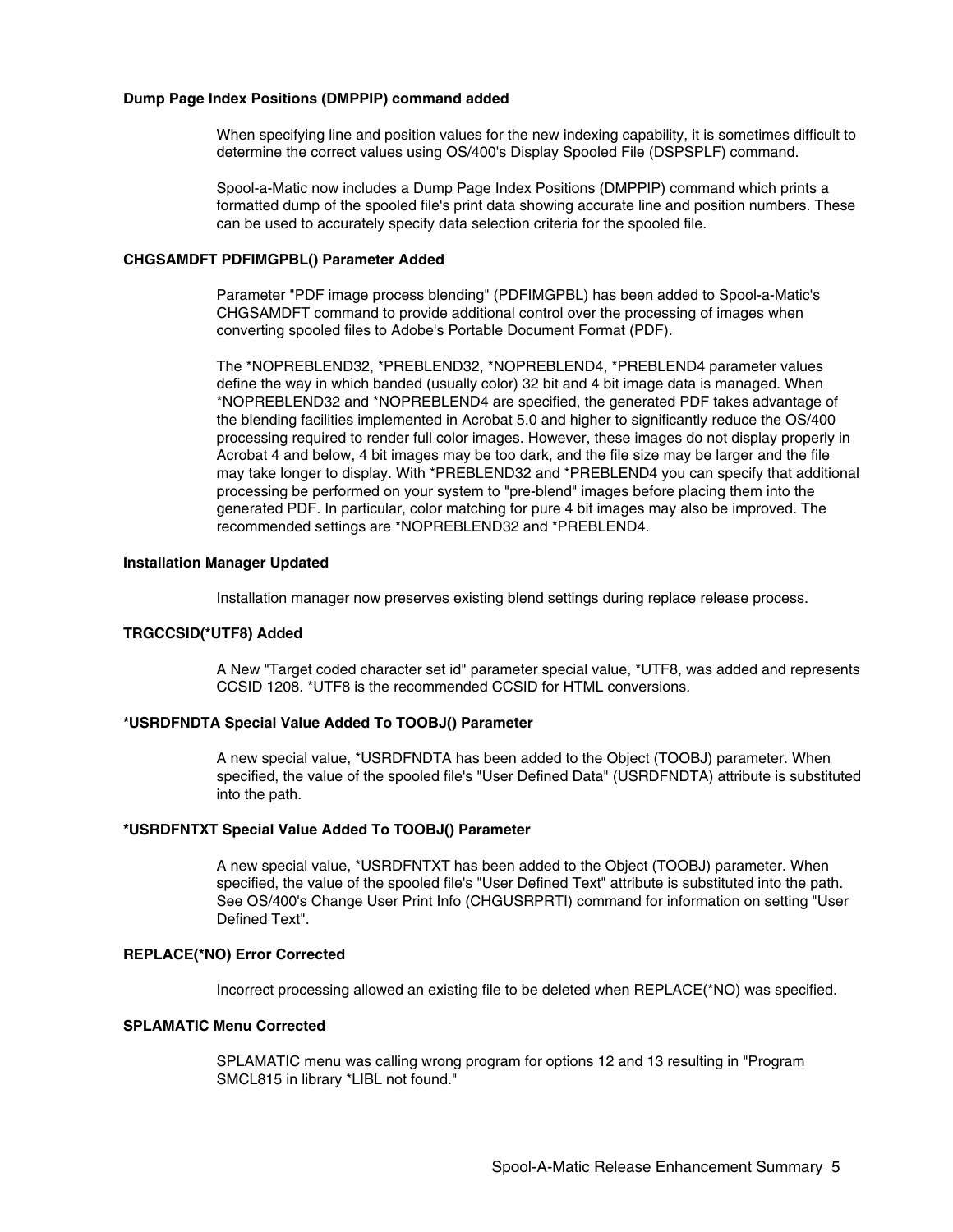### Dump Page Index Positions (DMPPIP) command added

When specifying line and position values for the new indexing capability, it is sometimes difficult to determine the correct values using OS/400's Display Spooled File (DSPSPLF) command.

Spool-a-Matic now includes a Dump Page Index Positions (DMPPIP) command which prints a formatted dump of the spooled file's print data showing accurate line and position numbers. These can be used to accurately specify data selection criteria for the spooled file.

### CHGSAMDFT PDFIMGPBL() Parameter Added

Parameter "PDF image process blending" (PDFIMGPBL) has been added to Spool-a-Matic's CHGSAMDFT command to provide additional control over the processing of images when converting spooled files to Adobe's Portable Document Format (PDF).

The *NOPREBLEND32, *PREBLEND32, *NOPREBLEND4, *PREBLEND4 parameter values define the way in which banded (usually color) 32 bit and 4 bit image data is managed. When *NOPREBLEND32 and *NOPREBLEND4 are specified, the generated PDF takes advantage of the blending facilities implemented in Acrobat 5.0 and higher to significantly reduce the OS/400 processing required to render full color images. However, these images do not display properly in Acrobat 4 and below, 4 bit images may be too dark, and the file size may be larger and the file may take longer to display. With *PREBLEND32 and *PREBLEND4 you can specify that additional processing be performed on your system to "pre-blend" images before placing them into the generated PDF. In particular, color matching for pure 4 bit images may also be improved. The recommended settings are *NOPREBLEND32 and *PREBLEND4.

### Installation Manager Updated

Installation manager now preserves existing blend settings during replace release process.

### TRGCCSID(*UTF8) Added

A New "Target coded character set id" parameter special value, *UTF8, was added and represents CCSID 1208. *UTF8 is the recommended CCSID for HTML conversions.

### *USRDFNDTA Special Value Added To TOOBJ() Parameter

A new special value, *USRDFNDTA has been added to the Object (TOOBJ) parameter. When specified, the value of the spooled file's "User Defined Data" (USRDFNDTA) attribute is substituted into the path.

### *USRDFNTXT Special Value Added To TOOBJ() Parameter

A new special value, *USRDFNTXT has been added to the Object (TOOBJ) parameter. When specified, the value of the spooled file's "User Defined Text" attribute is substituted into the path. See OS/400's Change User Print Info (CHGUSRPRTI) command for information on setting "User Defined Text".

### REPLACE(*NO) Error Corrected

Incorrect processing allowed an existing file to be deleted when REPLACE(*NO) was specified.

### SPLAMATIC Menu Corrected

SPLAMATIC menu was calling wrong program for options 12 and 13 resulting in "Program SMCL815 in library *LIBL not found."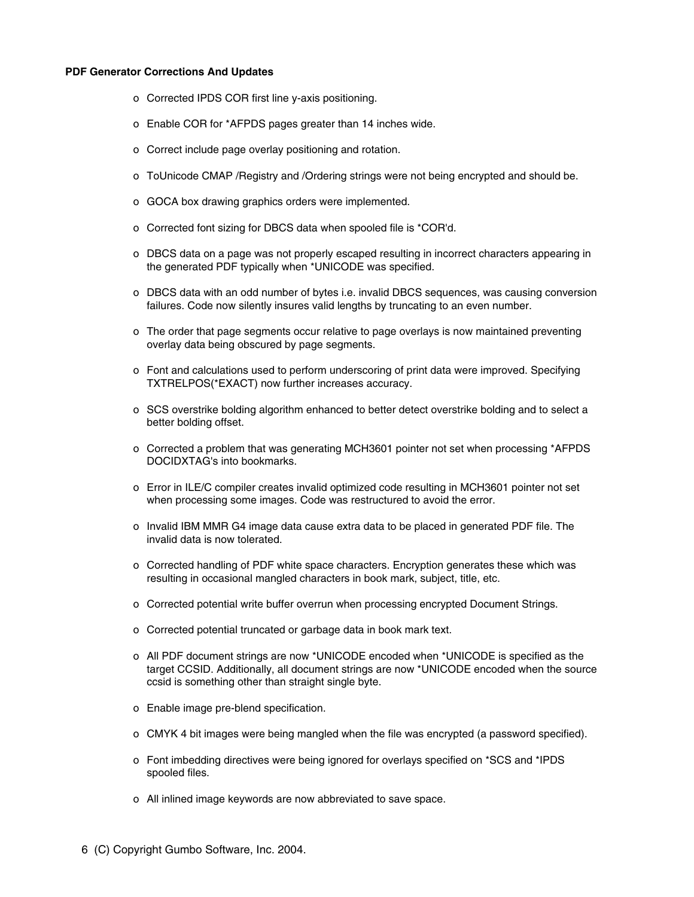**PDF Generator Corrections And Updates**

- Corrected IPDS COR first line y-axis positioning.
- Enable COR for *AFPDS pages greater than 14 inches wide.
- Correct include page overlay positioning and rotation.
- ToUnicode CMAP /Registry and /Ordering strings were not being encrypted and should be.
- GOCA box drawing graphics orders were implemented.
- Corrected font sizing for DBCS data when spooled file is *COR'd.
- DBCS data on a page was not properly escaped resulting in incorrect characters appearing in the generated PDF typically when *UNICODE was specified.
- DBCS data with an odd number of bytes i.e. invalid DBCS sequences, was causing conversion failures. Code now silently insures valid lengths by truncating to an even number.
- The order that page segments occur relative to page overlays is now maintained preventing overlay data being obscured by page segments.
- Font and calculations used to perform underscoring of print data were improved. Specifying TXTRELPOS(*EXACT) now further increases accuracy.
- SCS overstrike bolding algorithm enhanced to better detect overstrike bolding and to select a better bolding offset.
- Corrected a problem that was generating MCH3601 pointer not set when processing *AFPDS DOCIDXTAG's into bookmarks.
- Error in ILE/C compiler creates invalid optimized code resulting in MCH3601 pointer not set when processing some images. Code was restructured to avoid the error.
- Invalid IBM MMR G4 image data cause extra data to be placed in generated PDF file. The invalid data is now tolerated.
- Corrected handling of PDF white space characters. Encryption generates these which was resulting in occasional mangled characters in book mark, subject, title, etc.
- Corrected potential write buffer overrun when processing encrypted Document Strings.
- Corrected potential truncated or garbage data in book mark text.
- All PDF document strings are now *UNICODE encoded when *UNICODE is specified as the target CCSID. Additionally, all document strings are now *UNICODE encoded when the source ccsid is something other than straight single byte.
- Enable image pre-blend specification.
- CMYK 4 bit images were being mangled when the file was encrypted (a password specified).
- Font imbedding directives were being ignored for overlays specified on *SCS and *IPDS spooled files.
- All inlined image keywords are now abbreviated to save space.

(C) Copyright Gumbo Software, Inc. 2004.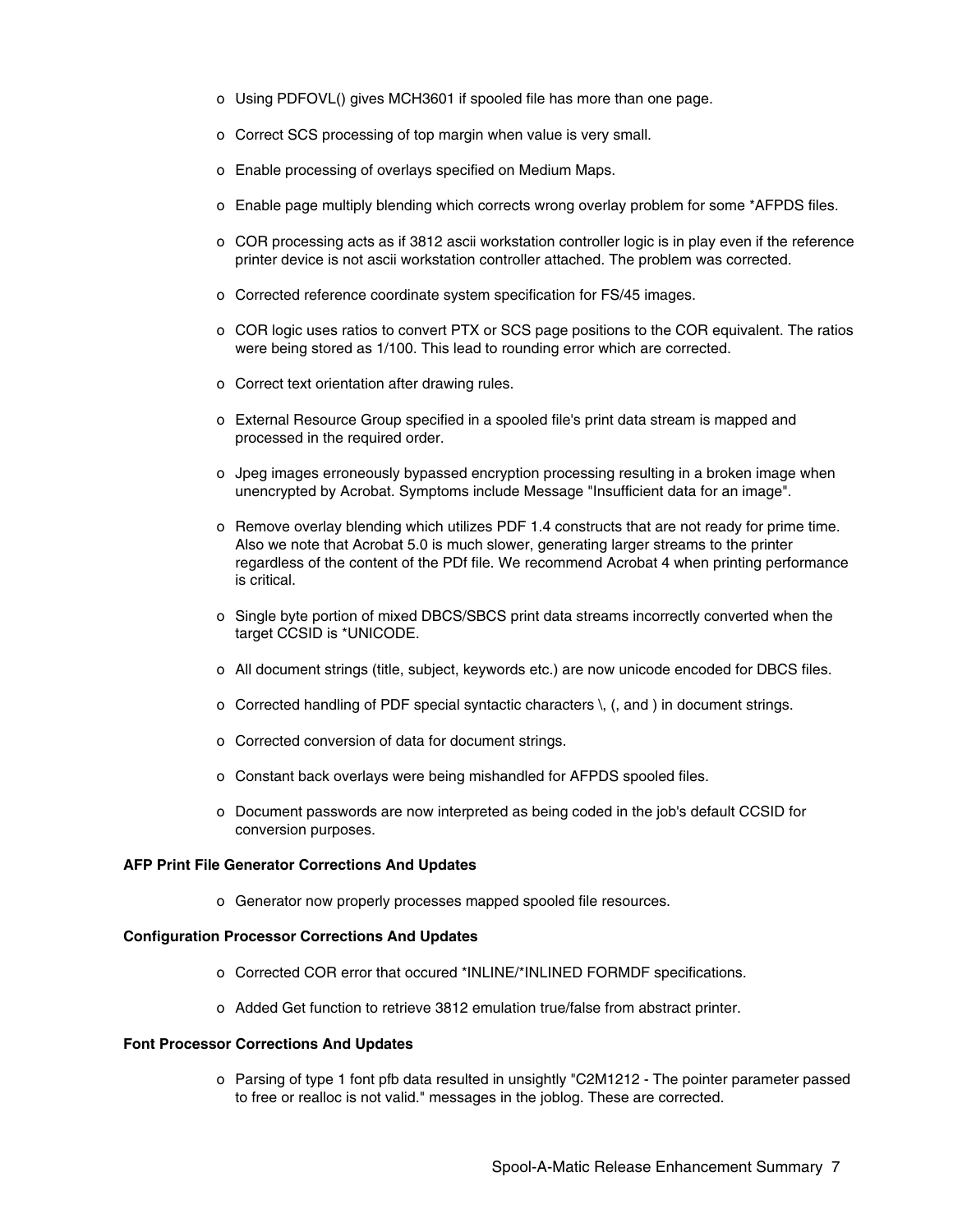- Using PDFOVL() gives MCH3601 if spooled file has more than one page.
- Correct SCS processing of top margin when value is very small.
- Enable processing of overlays specified on Medium Maps.
- Enable page multiply blending which corrects wrong overlay problem for some *AFPDS files.
- COR processing acts as if 3812 ascii workstation controller logic is in play even if the reference printer device is not ascii workstation controller attached. The problem was corrected.
- Corrected reference coordinate system specification for FS/45 images.
- COR logic uses ratios to convert PTX or SCS page positions to the COR equivalent. The ratios were being stored as 1/100. This lead to rounding error which are corrected.
- Correct text orientation after drawing rules.
- External Resource Group specified in a spooled file's print data stream is mapped and processed in the required order.
- Jpeg images erroneously bypassed encryption processing resulting in a broken image when unencrypted by Acrobat. Symptoms include Message "Insufficient data for an image".
- Remove overlay blending which utilizes PDF 1.4 constructs that are not ready for prime time. Also we note that Acrobat 5.0 is much slower, generating larger streams to the printer regardless of the content of the PDf file. We recommend Acrobat 4 when printing performance is critical.
- Single byte portion of mixed DBCS/SBCS print data streams incorrectly converted when the target CCSID is *UNICODE.
- All document strings (title, subject, keywords etc.) are now unicode encoded for DBCS files.
- Corrected handling of PDF special syntactic characters \, (, and ) in document strings.
- Corrected conversion of data for document strings.
- Constant back overlays were being mishandled for AFPDS spooled files.
- Document passwords are now interpreted as being coded in the job's default CCSID for conversion purposes.

**AFP Print File Generator Corrections And Updates**

- Generator now properly processes mapped spooled file resources.

**Configuration Processor Corrections And Updates**

- Corrected COR error that occured *INLINE/*INLINED FORMDF specifications.
- Added Get function to retrieve 3812 emulation true/false from abstract printer.

**Font Processor Corrections And Updates**

- Parsing of type 1 font pfb data resulted in unsightly "C2M1212 - The pointer parameter passed to free or realloc is not valid." messages in the joblog. These are corrected.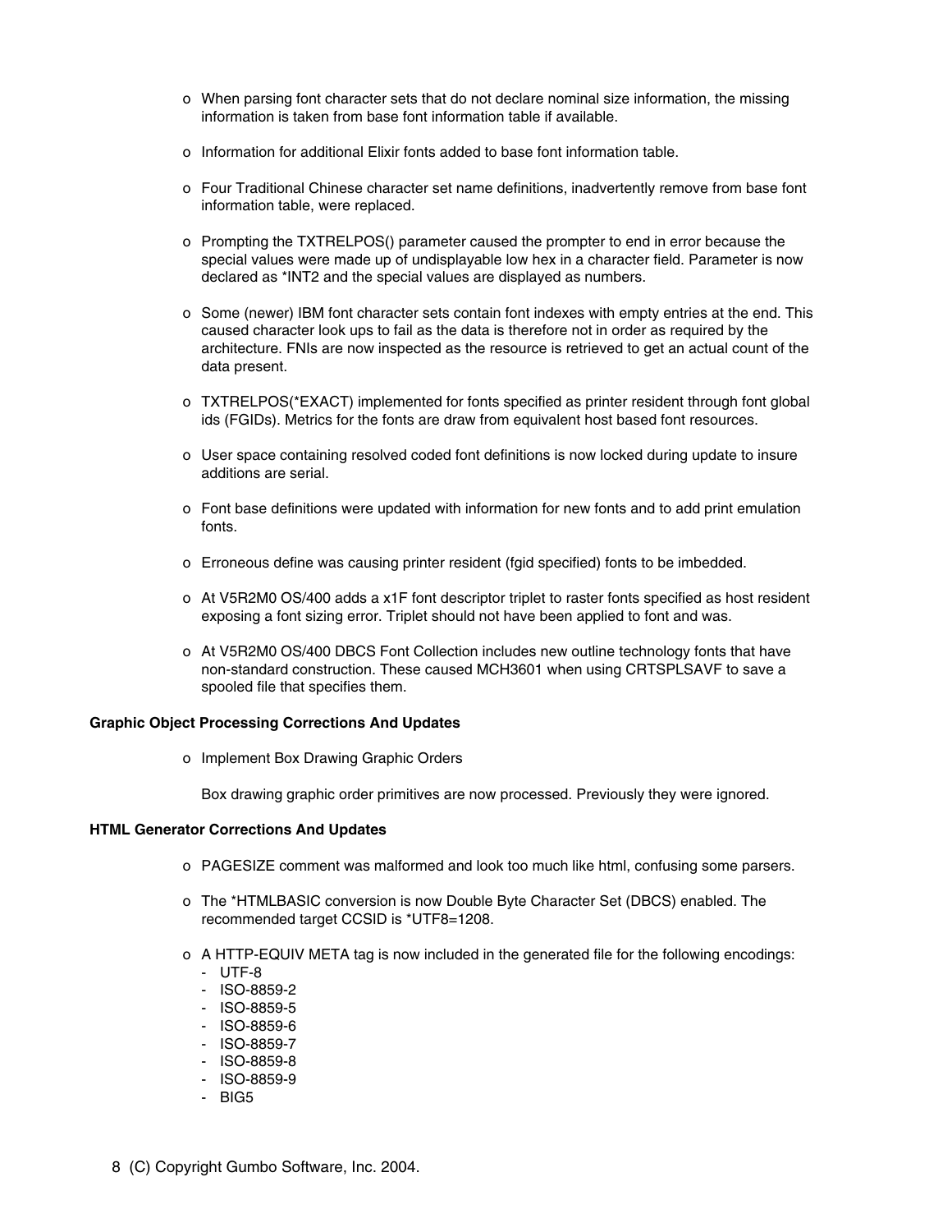- When parsing font character sets that do not declare nominal size information, the missing information is taken from base font information table if available.

- Information for additional Elixir fonts added to base font information table.

- Four Traditional Chinese character set name definitions, inadvertently remove from base font information table, were replaced.

- Prompting the TXTRELPOS() parameter caused the prompter to end in error because the special values were made up of undisplayable low hex in a character field. Parameter is now declared as *INT2 and the special values are displayed as numbers.

- Some (newer) IBM font character sets contain font indexes with empty entries at the end. This caused character look ups to fail as the data is therefore not in order as required by the architecture. FNIs are now inspected as the resource is retrieved to get an actual count of the data present.

- TXTRELPOS(*EXACT) implemented for fonts specified as printer resident through font global ids (FGIDs). Metrics for the fonts are draw from equivalent host based font resources.

- User space containing resolved coded font definitions is now locked during update to insure additions are serial.

- Font base definitions were updated with information for new fonts and to add print emulation fonts.

- Erroneous define was causing printer resident (fgid specified) fonts to be imbedded.

- At V5R2M0 OS/400 adds a x1F font descriptor triplet to raster fonts specified as host resident exposing a font sizing error. Triplet should not have been applied to font and was.

- At V5R2M0 OS/400 DBCS Font Collection includes new outline technology fonts that have non-standard construction. These caused MCH3601 when using CRTSPLSAVF to save a spooled file that specifies them.

**Graphic Object Processing Corrections And Updates**

- Implement Box Drawing Graphic Orders

  Box drawing graphic order primitives are now processed. Previously they were ignored.

**HTML Generator Corrections And Updates**

- PAGESIZE comment was malformed and look too much like html, confusing some parsers.

- The *HTMLBASIC conversion is now Double Byte Character Set (DBCS) enabled. The recommended target CCSID is *UTF8=1208.

- A HTTP-EQUIV META tag is now included in the generated file for the following encodings:
  - UTF-8
  - ISO-8859-2
  - ISO-8859-5
  - ISO-8859-6
  - ISO-8859-7
  - ISO-8859-8
  - ISO-8859-9
  - BIG5

8 (C) Copyright Gumbo Software, Inc. 2004.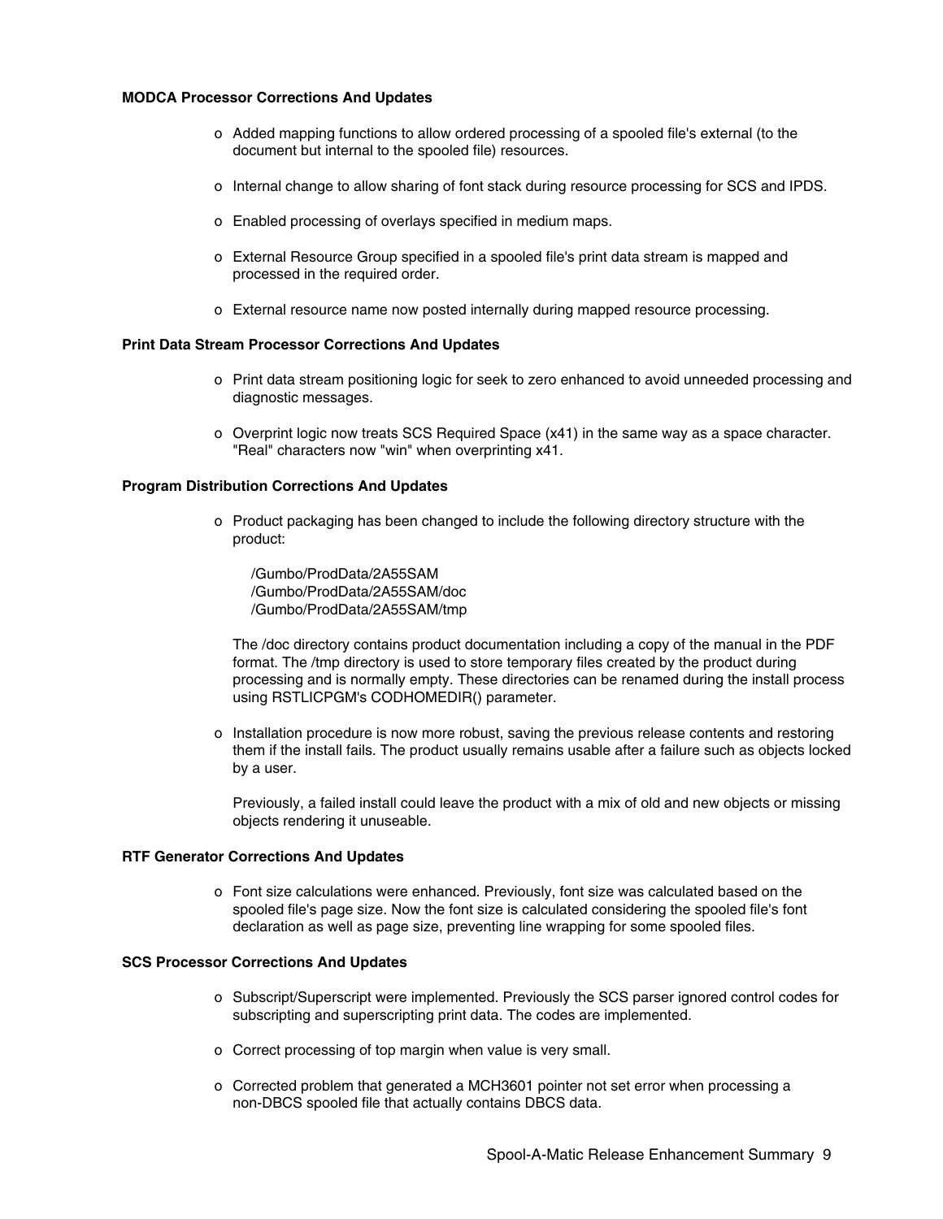**MODCA Processor Corrections And Updates**

- Added mapping functions to allow ordered processing of a spooled file's external (to the document but internal to the spooled file) resources.
- Internal change to allow sharing of font stack during resource processing for SCS and IPDS.
- Enabled processing of overlays specified in medium maps.
- External Resource Group specified in a spooled file's print data stream is mapped and processed in the required order.
- External resource name now posted internally during mapped resource processing.

**Print Data Stream Processor Corrections And Updates**

- Print data stream positioning logic for seek to zero enhanced to avoid unneeded processing and diagnostic messages.
- Overprint logic now treats SCS Required Space (x41) in the same way as a space character. "Real" characters now "win" when overprinting x41.

**Program Distribution Corrections And Updates**

- Product packaging has been changed to include the following directory structure with the product:

  /Gumbo/ProdData/2A55SAM
  /Gumbo/ProdData/2A55SAM/doc
  /Gumbo/ProdData/2A55SAM/tmp

  The /doc directory contains product documentation including a copy of the manual in the PDF format. The /tmp directory is used to store temporary files created by the product during processing and is normally empty. These directories can be renamed during the install process using RSTLICPGM's CODHOMEDIR() parameter.

- Installation procedure is now more robust, saving the previous release contents and restoring them if the install fails. The product usually remains usable after a failure such as objects locked by a user.

  Previously, a failed install could leave the product with a mix of old and new objects or missing objects rendering it unuseable.

**RTF Generator Corrections And Updates**

- Font size calculations were enhanced. Previously, font size was calculated based on the spooled file's page size. Now the font size is calculated considering the spooled file's font declaration as well as page size, preventing line wrapping for some spooled files.

**SCS Processor Corrections And Updates**

- Subscript/Superscript were implemented. Previously the SCS parser ignored control codes for subscripting and superscripting print data. The codes are implemented.
- Correct processing of top margin when value is very small.
- Corrected problem that generated a MCH3601 pointer not set error when processing a non-DBCS spooled file that actually contains DBCS data.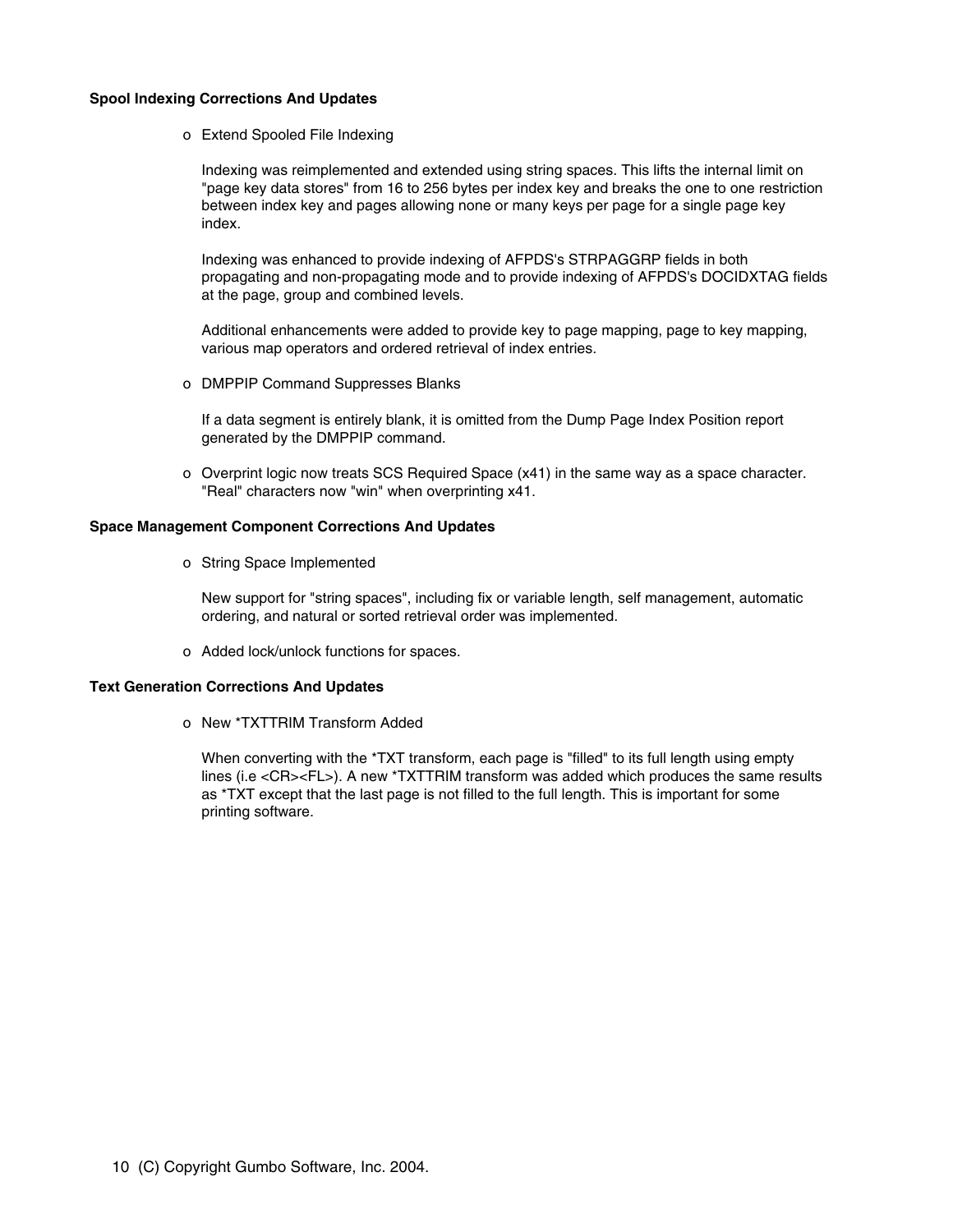**Spool Indexing Corrections And Updates**

- o Extend Spooled File Indexing

  Indexing was reimplemented and extended using string spaces. This lifts the internal limit on "page key data stores" from 16 to 256 bytes per index key and breaks the one to one restriction between index key and pages allowing none or many keys per page for a single page key index.

  Indexing was enhanced to provide indexing of AFPDS's STRPAGGRP fields in both propagating and non-propagating mode and to provide indexing of AFPDS's DOCIDXTAG fields at the page, group and combined levels.

  Additional enhancements were added to provide key to page mapping, page to key mapping, various map operators and ordered retrieval of index entries.

- o DMPPIP Command Suppresses Blanks

  If a data segment is entirely blank, it is omitted from the Dump Page Index Position report generated by the DMPPIP command.

- o Overprint logic now treats SCS Required Space (x41) in the same way as a space character. "Real" characters now "win" when overprinting x41.

**Space Management Component Corrections And Updates**

- o String Space Implemented

  New support for "string spaces", including fix or variable length, self management, automatic ordering, and natural or sorted retrieval order was implemented.

- o Added lock/unlock functions for spaces.

**Text Generation Corrections And Updates**

- o New *TXTTRIM Transform Added

  When converting with the *TXT transform, each page is "filled" to its full length using empty lines (i.e <CR><FL>). A new *TXTTRIM transform was added which produces the same results as *TXT except that the last page is not filled to the full length. This is important for some printing software.

(C) Copyright Gumbo Software, Inc. 2004.